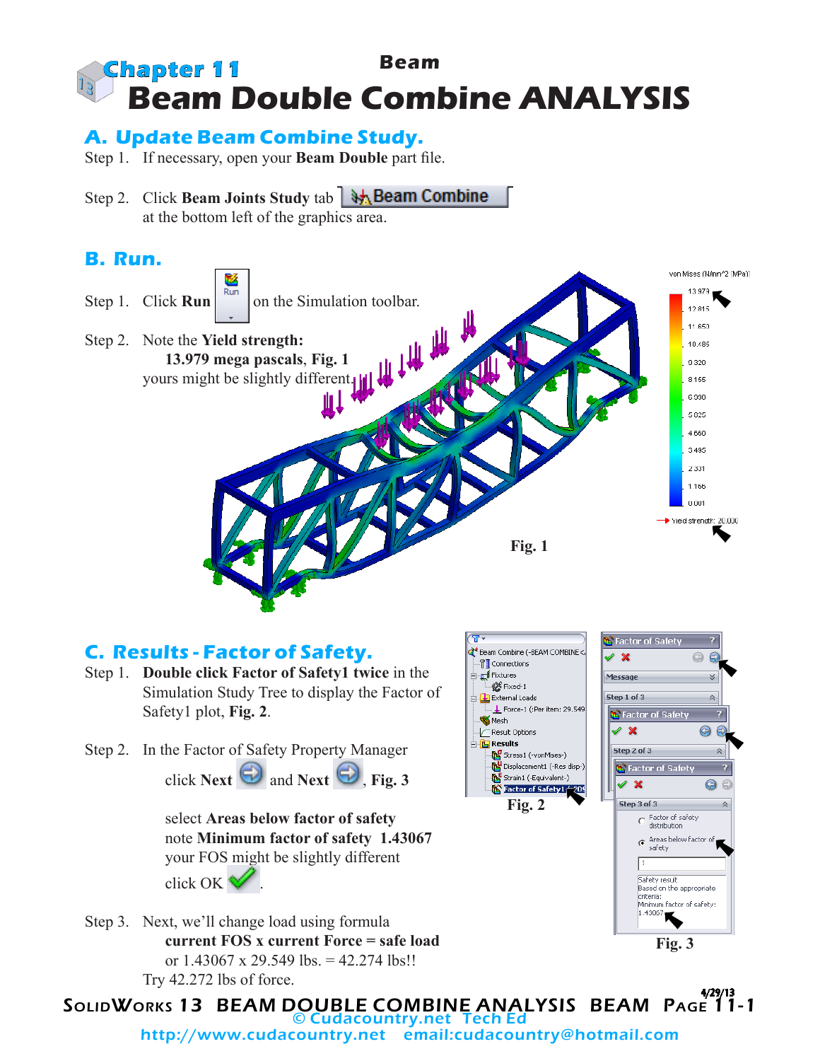Beam

# Chapter 11
# Beam Double Combine ANALYSIS

## A. Update Beam Combine Study.

Step 1. If necessary, open your **Beam Double** part file.

Step 2. Click **Beam Joints Study** tab Beam Combine at the bottom left of the graphics area.

## B. Run.

Step 1. Click **Run** on the Simulation toolbar.

Step 2. Note the **Yield strength:**
**13.979 mega pascals**, **Fig. 1**
yours might be slightly different.

Fig. 1

## C. Results - Factor of Safety.

Step 1. **Double click Factor of Safety1 twice** in the Simulation Study Tree to display the Factor of Safety1 plot, **Fig. 2**.

Fig. 2

Step 2. In the Factor of Safety Property Manager

click **Next** and **Next**, **Fig. 3**

select **Areas below factor of safety**
note **Minimum factor of safety 1.43067**
your FOS might be slightly different

click OK

Fig. 3

Step 3. Next, we'll change load using formula
**current FOS x current Force = safe load**
or 1.43067 x 29.549 lbs. = 42.274 lbs!!
Try 42.272 lbs of force.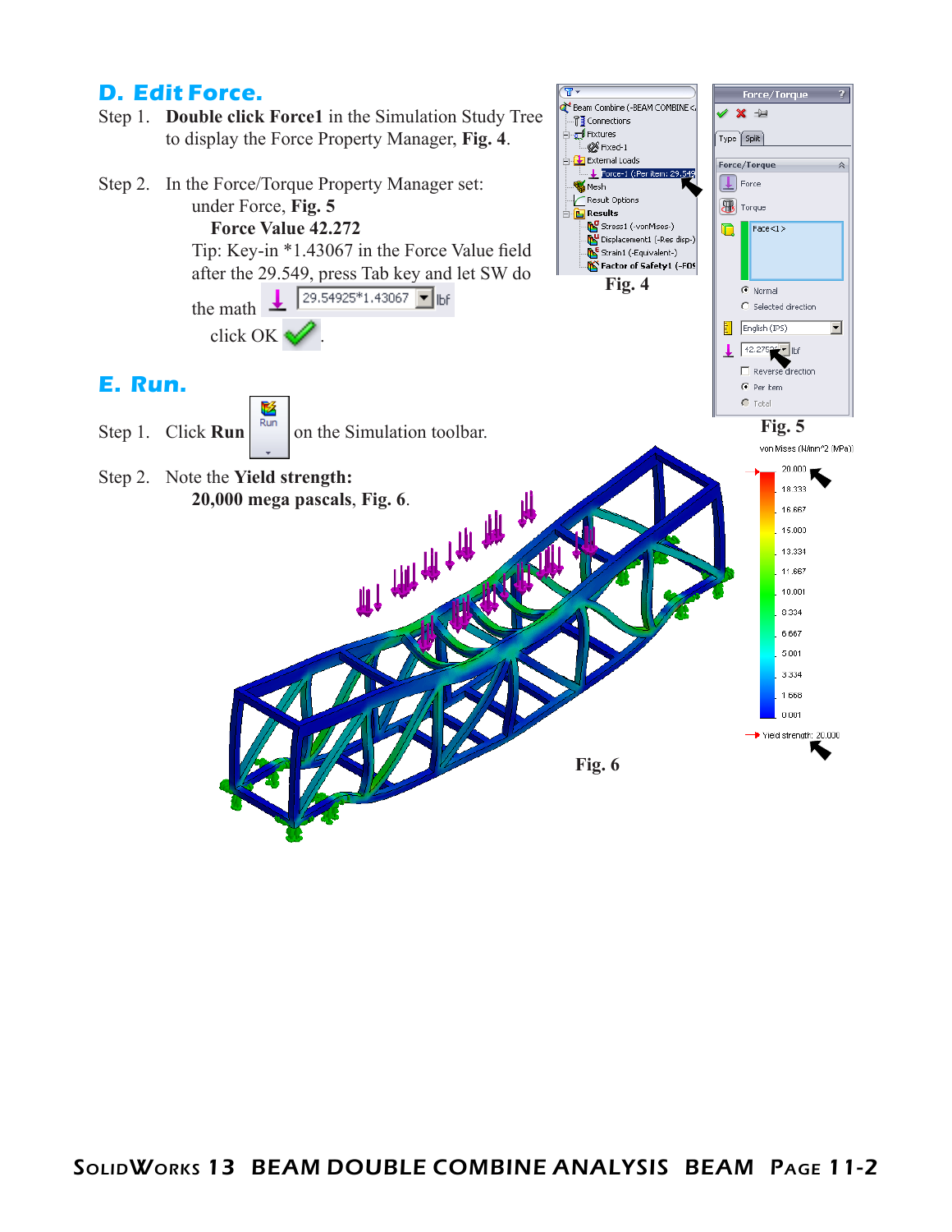## D. Edit Force.

Step 1. **Double click Force1** in the Simulation Study Tree to display the Force Property Manager, **Fig. 4**.

Step 2. In the Force/Torque Property Manager set:

under Force, **Fig. 5**

**Force Value 42.272**

Tip: Key-in *1.43067 in the Force Value field after the 29.549, press Tab key and let SW do the math

29.54925*1.43067 lbf

click OK

Fig. 4

Fig. 5

## E. Run.

Step 1. Click **Run** on the Simulation toolbar.

Step 2. Note the **Yield strength:**

**20,000 mega pascals, Fig. 6**.

Fig. 6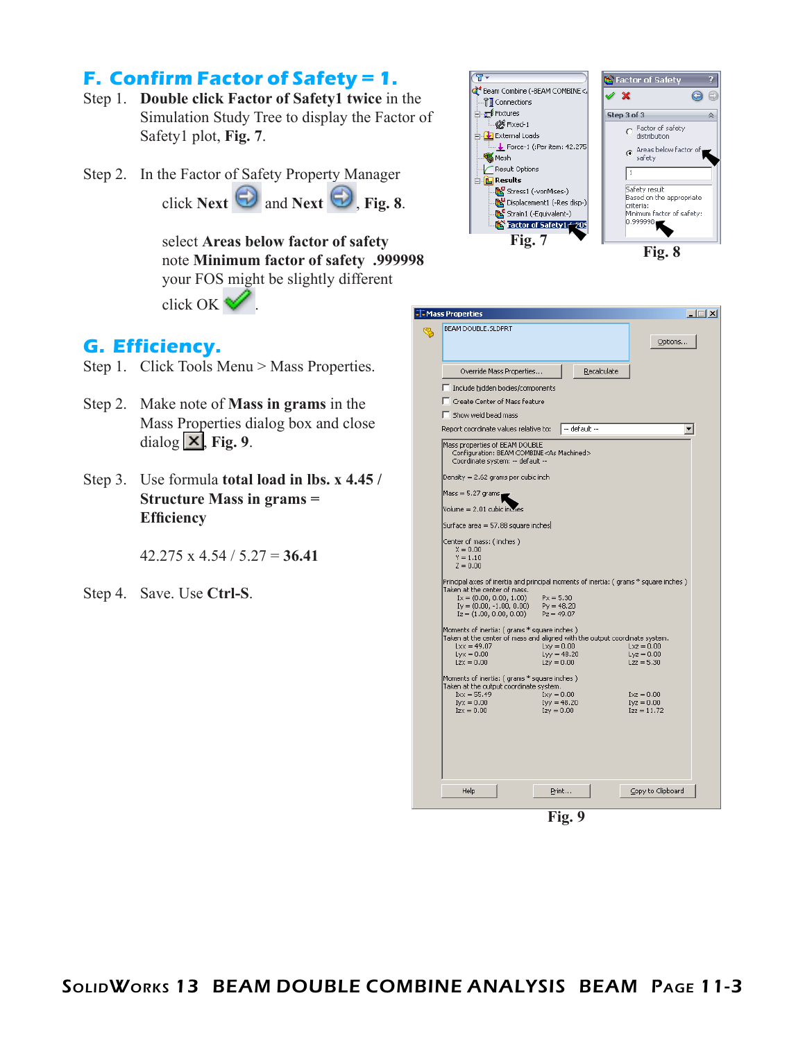## F. Confirm Factor of Safety = 1.

Step 1. **Double click Factor of Safety1 twice** in the Simulation Study Tree to display the Factor of Safety1 plot, **Fig. 7**.

Step 2. In the Factor of Safety Property Manager

click **Next** and **Next** , **Fig. 8**.

select **Areas below factor of safety**
note **Minimum factor of safety .999998**
your FOS might be slightly different
click OK .

Fig. 7

Fig. 8

## G. Efficiency.

Step 1. Click Tools Menu > Mass Properties.

Step 2. Make note of **Mass in grams** in the Mass Properties dialog box and close dialog , **Fig. 9**.

Step 3. Use formula **total load in lbs. x 4.45 / Structure Mass in grams = Efficiency**

42.275 x 4.54 / 5.27 = **36.41**

Step 4. Save. Use **Ctrl-S**.

Fig. 9